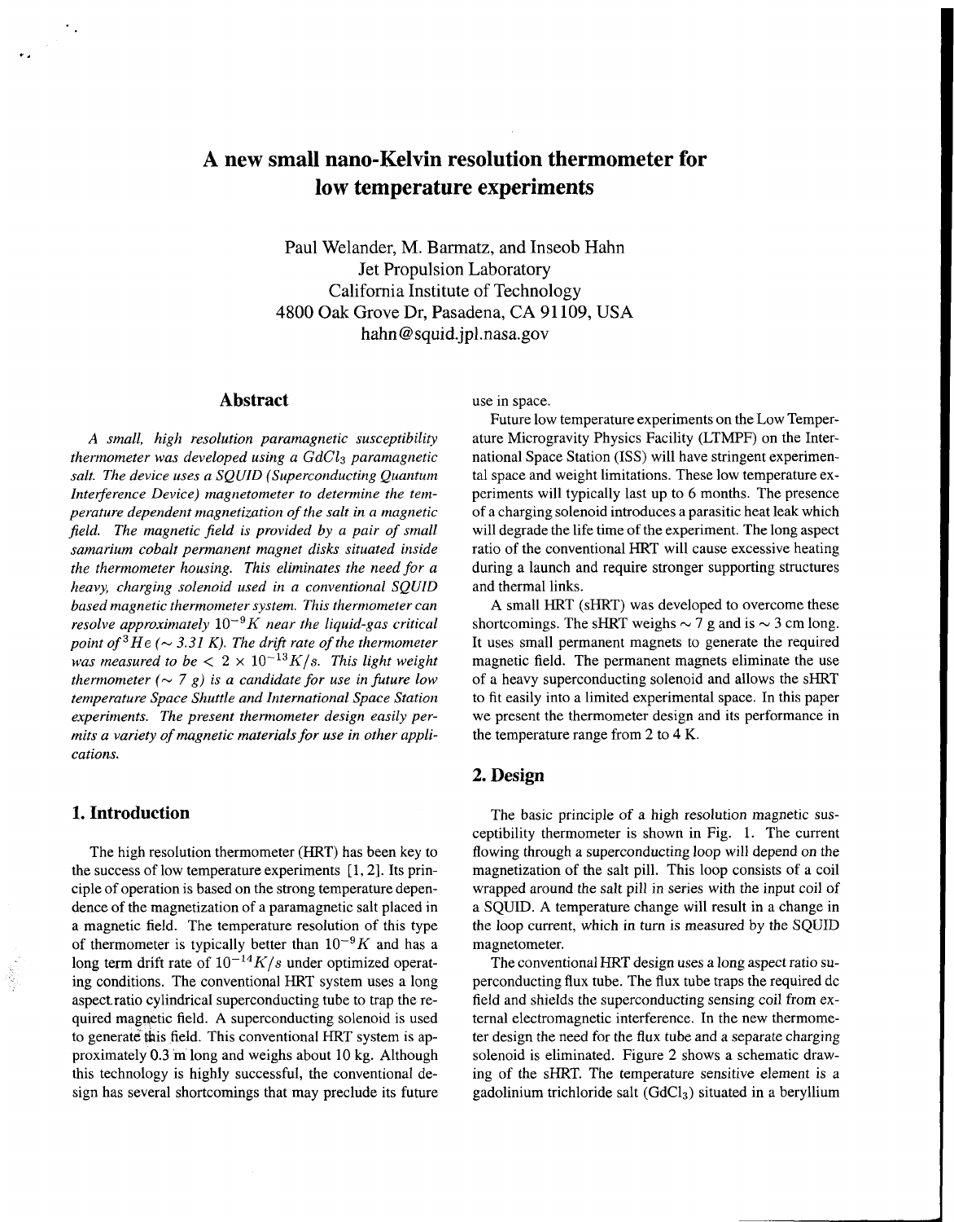# A new small nano-Kelvin resolution thermometer for low temperature experiments

Paul Welander, M. Barmatz, and Inseob Hahn
Jet Propulsion Laboratory
California Institute of Technology
4800 Oak Grove Dr, Pasadena, CA 91109, USA
hahn@squid.jpl.nasa.gov

## Abstract

*A small, high resolution paramagnetic susceptibility thermometer was developed using a $GdCl_3$ paramagnetic salt. The device uses a SQUID (Superconducting Quantum Interference Device) magnetometer to determine the temperature dependent magnetization of the salt in a magnetic field. The magnetic field is provided by a pair of small samarium cobalt permanent magnet disks situated inside the thermometer housing. This eliminates the need for a heavy, charging solenoid used in a conventional SQUID based magnetic thermometer system. This thermometer can resolve approximately $10^{-9}K$ near the liquid-gas critical point of $^3He$ ($\sim 3.31$ K). The drift rate of the thermometer was measured to be $< 2 \times 10^{-13} K/s$. This light weight thermometer ($\sim 7$ g) is a candidate for use in future low temperature Space Shuttle and International Space Station experiments. The present thermometer design easily permits a variety of magnetic materials for use in other applications.*

## 1. Introduction

The high resolution thermometer (HRT) has been key to the success of low temperature experiments [1, 2]. Its principle of operation is based on the strong temperature dependence of the magnetization of a paramagnetic salt placed in a magnetic field. The temperature resolution of this type of thermometer is typically better than $10^{-9}K$ and has a long term drift rate of $10^{-14}K/s$ under optimized operating conditions. The conventional HRT system uses a long aspect ratio cylindrical superconducting tube to trap the required magnetic field. A superconducting solenoid is used to generate this field. This conventional HRT system is approximately 0.3 m long and weighs about 10 kg. Although this technology is highly successful, the conventional design has several shortcomings that may preclude its future use in space.

Future low temperature experiments on the Low Temperature Microgravity Physics Facility (LTMPF) on the International Space Station (ISS) will have stringent experimental space and weight limitations. These low temperature experiments will typically last up to 6 months. The presence of a charging solenoid introduces a parasitic heat leak which will degrade the life time of the experiment. The long aspect ratio of the conventional HRT will cause excessive heating during a launch and require stronger supporting structures and thermal links.

A small HRT (sHRT) was developed to overcome these shortcomings. The sHRT weighs $\sim 7$ g and is $\sim 3$ cm long. It uses small permanent magnets to generate the required magnetic field. The permanent magnets eliminate the use of a heavy superconducting solenoid and allows the sHRT to fit easily into a limited experimental space. In this paper we present the thermometer design and its performance in the temperature range from 2 to 4 K.

## 2. Design

The basic principle of a high resolution magnetic susceptibility thermometer is shown in Fig. 1. The current flowing through a superconducting loop will depend on the magnetization of the salt pill. This loop consists of a coil wrapped around the salt pill in series with the input coil of a SQUID. A temperature change will result in a change in the loop current, which in turn is measured by the SQUID magnetometer.

The conventional HRT design uses a long aspect ratio superconducting flux tube. The flux tube traps the required dc field and shields the superconducting sensing coil from external electromagnetic interference. In the new thermometer design the need for the flux tube and a separate charging solenoid is eliminated. Figure 2 shows a schematic drawing of the sHRT. The temperature sensitive element is a gadolinium trichloride salt ($GdCl_3$) situated in a beryllium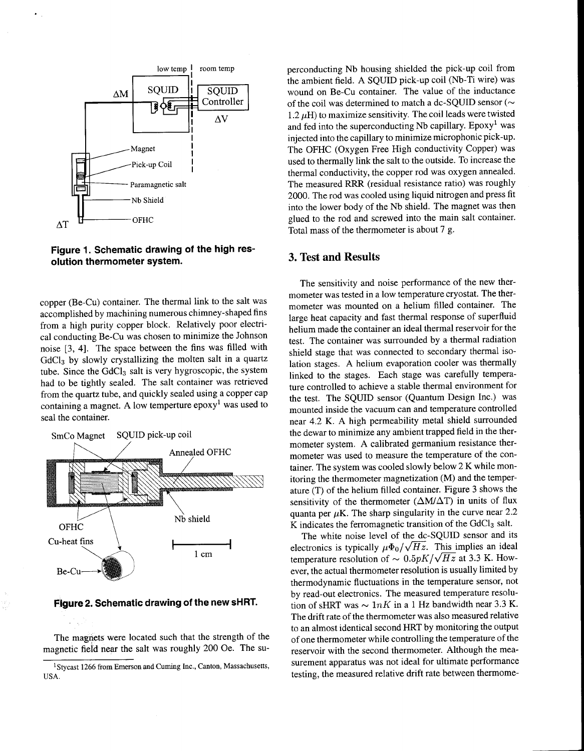**Figure 1. Schematic drawing of the high resolution thermometer system.**

copper (Be-Cu) container. The thermal link to the salt was accomplished by machining numerous chimney-shaped fins from a high purity copper block. Relatively poor electrical conducting Be-Cu was chosen to minimize the Johnson noise [3, 4]. The space between the fins was filled with $GdCl_3$ by slowly crystallizing the molten salt in a quartz tube. Since the $GdCl_3$ salt is very hygroscopic, the system had to be tightly sealed. The salt container was retrieved from the quartz tube, and quickly sealed using a copper cap containing a magnet. A low temperture epoxy[1] was used to seal the container.

**Figure 2. Schematic drawing of the new sHRT.**

The magnets were located such that the strength of the magnetic field near the salt was roughly 200 Oe. The superconducting Nb housing shielded the pick-up coil from the ambient field. A SQUID pick-up coil (Nb-Ti wire) was wound on Be-Cu container. The value of the inductance of the coil was determined to match a dc-SQUID sensor ($\sim$ 1.2 $\mu$H) to maximize sensitivity. The coil leads were twisted and fed into the superconducting Nb capillary. Epoxy[1] was injected into the capillary to minimize microphonic pick-up. The OFHC (Oxygen Free High conductivity Copper) was used to thermally link the salt to the outside. To increase the thermal conductivity, the copper rod was oxygen annealed. The measured RRR (residual resistance ratio) was roughly 2000. The rod was cooled using liquid nitrogen and press fit into the lower body of the Nb shield. The magnet was then glued to the rod and screwed into the main salt container. Total mass of the thermometer is about 7 g.

## 3. Test and Results

The sensitivity and noise performance of the new thermometer was tested in a low temperature cryostat. The thermometer was mounted on a helium filled container. The large heat capacity and fast thermal response of superfluid helium made the container an ideal thermal reservoir for the test. The container was surrounded by a thermal radiation shield stage that was connected to secondary thermal isolation stages. A helium evaporation cooler was thermally linked to the stages. Each stage was carefully temperature controlled to achieve a stable thermal environment for the test. The SQUID sensor (Quantum Design Inc.) was mounted inside the vacuum can and temperature controlled near 4.2 K. A high permeability metal shield surrounded the dewar to minimize any ambient trapped field in the thermometer system. A calibrated germanium resistance thermometer was used to measure the temperature of the container. The system was cooled slowly below 2 K while monitoring the thermometer magnetization (M) and the temperature (T) of the helium filled container. Figure 3 shows the sensitivity of the thermometer ($\Delta M/\Delta T$) in units of flux quanta per $\mu$K. The sharp singularity in the curve near 2.2 K indicates the ferromagnetic transition of the $GdCl_3$ salt.

The white noise level of the dc-SQUID sensor and its electronics is typically $\mu\Phi_0/\sqrt{Hz}$. This implies an ideal temperature resolution of $\sim 0.5pK/\sqrt{Hz}$ at 3.3 K. However, the actual thermometer resolution is usually limited by thermodynamic fluctuations in the temperature sensor, not by read-out electronics. The measured temperature resolution of sHRT was $\sim 1nK$ in a 1 Hz bandwidth near 3.3 K. The drift rate of the thermometer was also measured relative to an almost identical second HRT by monitoring the output of one thermometer while controlling the temperature of the reservoir with the second thermometer. Although the measurement apparatus was not ideal for ultimate performance testing, the measured relative drift rate between thermome-

[1] Stycast 1266 from Emerson and Cuming Inc., Canton, Massachusetts, USA.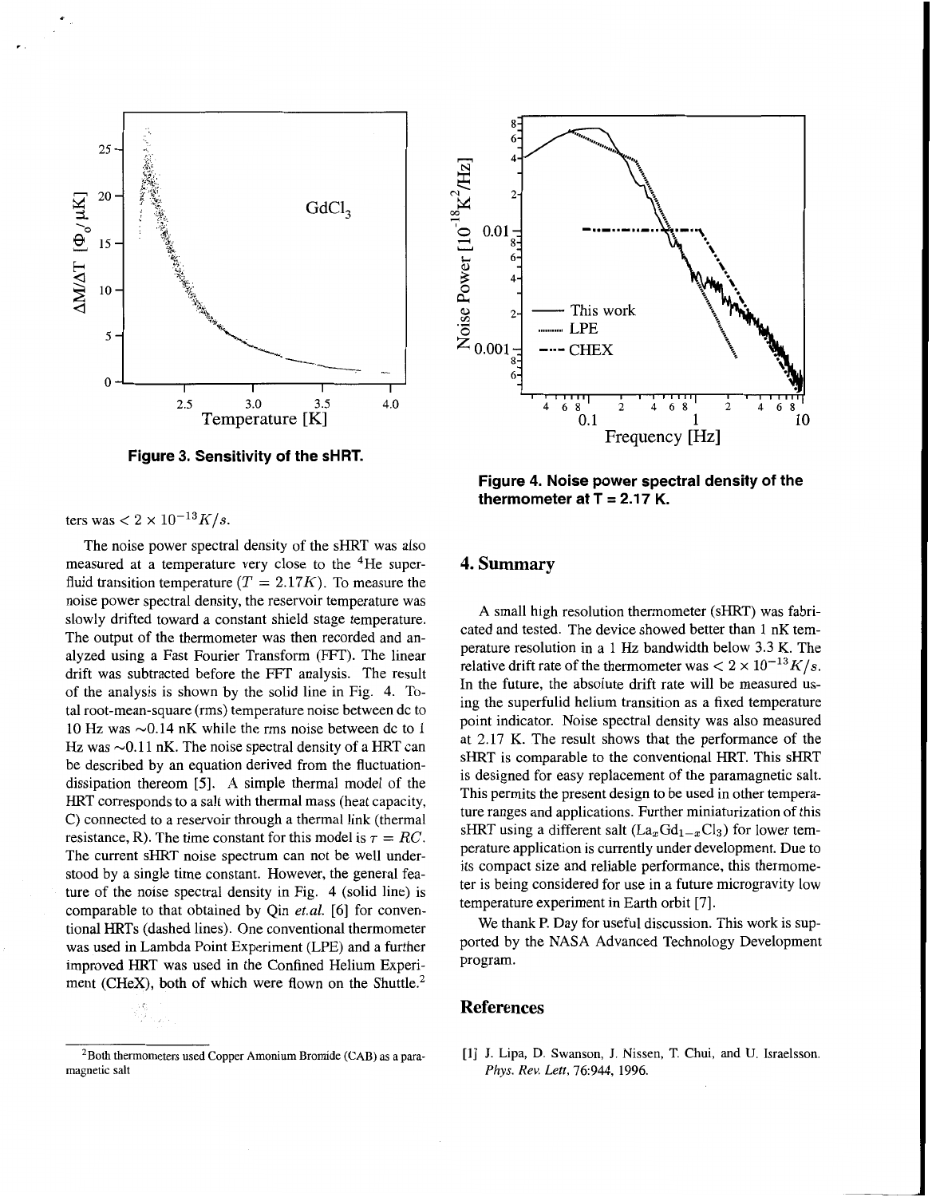Figure 3. Sensitivity of the sHRT.

Figure 4. Noise power spectral density of the thermometer at T = 2.17 K.

ters was $< 2 \times 10^{-13} K/s$.

The noise power spectral density of the sHRT was also measured at a temperature very close to the $^4$He superfluid transition temperature ($T = 2.17K$). To measure the noise power spectral density, the reservoir temperature was slowly drifted toward a constant shield stage temperature. The output of the thermometer was then recorded and analyzed using a Fast Fourier Transform (FFT). The linear drift was subtracted before the FFT analysis. The result of the analysis is shown by the solid line in Fig. 4. Total root-mean-square (rms) temperature noise between dc to 10 Hz was ~0.14 nK while the rms noise between dc to 1 Hz was ~0.11 nK. The noise spectral density of a HRT can be described by an equation derived from the fluctuation-dissipation thereom [5]. A simple thermal model of the HRT corresponds to a salt with thermal mass (heat capacity, C) connected to a reservoir through a thermal link (thermal resistance, R). The time constant for this model is $\tau = RC$. The current sHRT noise spectrum can not be well understood by a single time constant. However, the general feature of the noise spectral density in Fig. 4 (solid line) is comparable to that obtained by Qin *et.al.* [6] for conventional HRTs (dashed lines). One conventional thermometer was used in Lambda Point Experiment (LPE) and a further improved HRT was used in the Confined Helium Experiment (CHeX), both of which were flown on the Shuttle.[2]

## 4. Summary

A small high resolution thermometer (sHRT) was fabricated and tested. The device showed better than 1 nK temperature resolution in a 1 Hz bandwidth below 3.3 K. The relative drift rate of the thermometer was $< 2 \times 10^{-13} K/s$. In the future, the absolute drift rate will be measured using the superfulid helium transition as a fixed temperature point indicator. Noise spectral density was also measured at 2.17 K. The result shows that the performance of the sHRT is comparable to the conventional HRT. This sHRT is designed for easy replacement of the paramagnetic salt. This permits the present design to be used in other temperature ranges and applications. Further miniaturization of this sHRT using a different salt ($La_xGd_{1-x}Cl_3$) for lower temperature application is currently under development. Due to its compact size and reliable performance, this thermometer is being considered for use in a future microgravity low temperature experiment in Earth orbit [7].

We thank P. Day for useful discussion. This work is supported by the NASA Advanced Technology Development program.

## References

[1] J. Lipa, D. Swanson, J. Nissen, T. Chui, and U. Israelsson. *Phys. Rev. Lett*, 76:944, 1996.

[2] Both thermometers used Copper Amonium Bromide (CAB) as a paramagnetic salt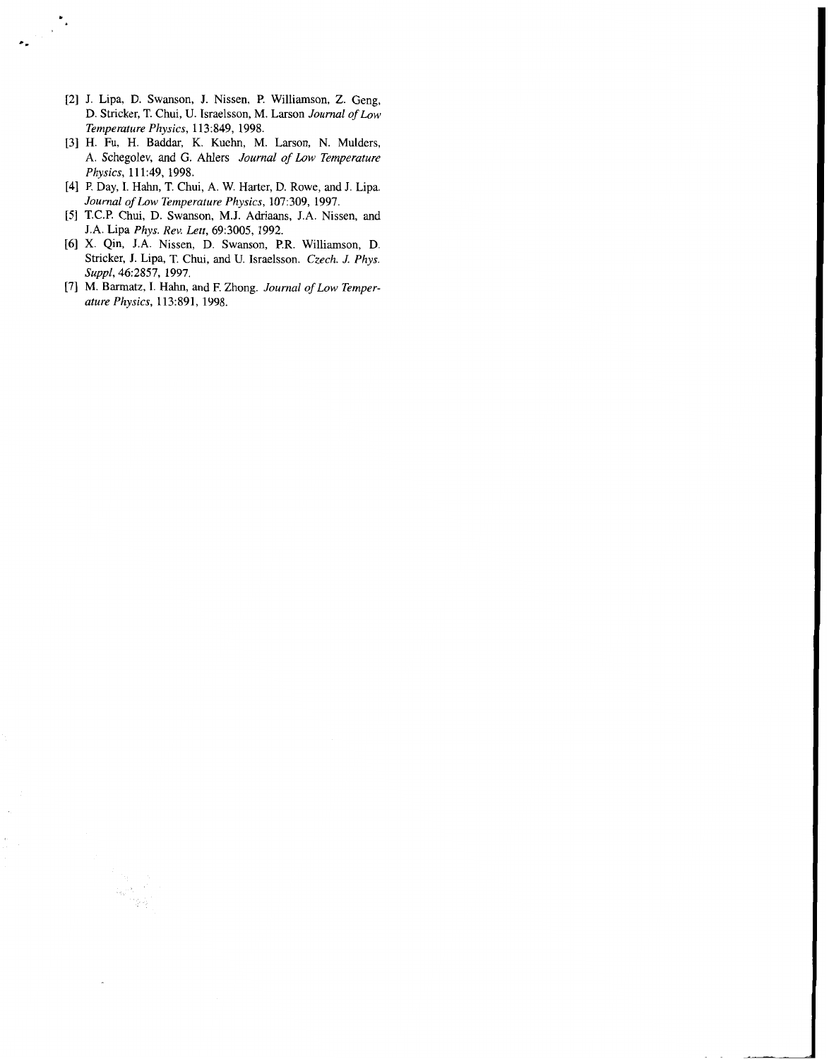[2] J. Lipa, D. Swanson, J. Nissen, P. Williamson, Z. Geng, D. Stricker, T. Chui, U. Israelsson, M. Larson *Journal of Low Temperature Physics*, 113:849, 1998.

[3] H. Fu, H. Baddar, K. Kuehn, M. Larson, N. Mulders, A. Schegolev, and G. Ahlers *Journal of Low Temperature Physics*, 111:49, 1998.

[4] P. Day, I. Hahn, T. Chui, A. W. Harter, D. Rowe, and J. Lipa. *Journal of Low Temperature Physics*, 107:309, 1997.

[5] T.C.P. Chui, D. Swanson, M.J. Adriaans, J.A. Nissen, and J.A. Lipa *Phys. Rev. Lett*, 69:3005, 1992.

[6] X. Qin, J.A. Nissen, D. Swanson, P.R. Williamson, D. Stricker, J. Lipa, T. Chui, and U. Israelsson. *Czech. J. Phys. Suppl*, 46:2857, 1997.

[7] M. Barmatz, I. Hahn, and F. Zhong. *Journal of Low Temperature Physics*, 113:891, 1998.